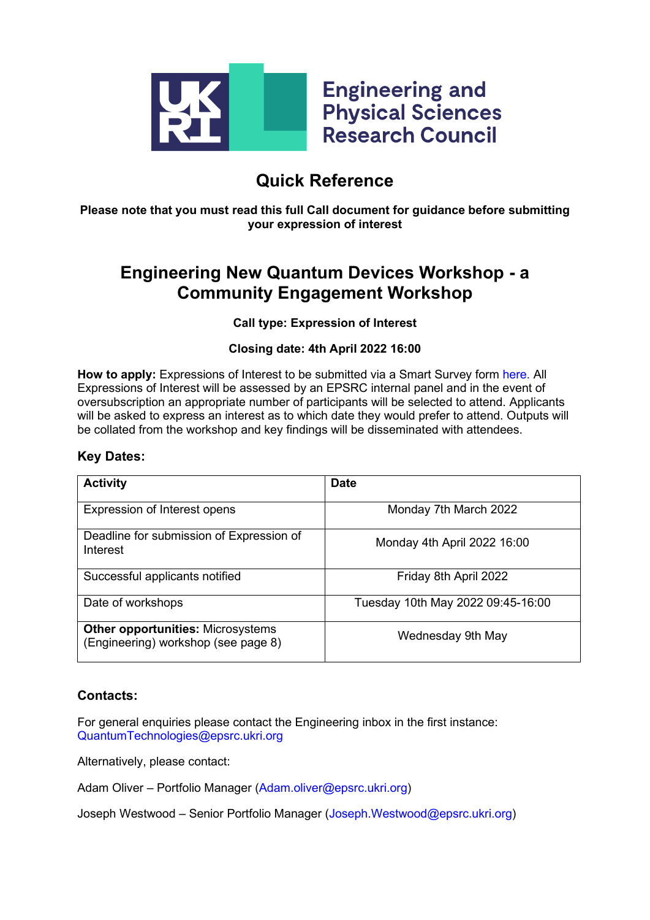Engineering and Physical Sciences Research Council

# Quick Reference

**Please note that you must read this full Call document for guidance before submitting your expression of interest**

## Engineering New Quantum Devices Workshop - a Community Engagement Workshop

**Call type: Expression of Interest**

**Closing date: 4th April 2022 16:00**

**How to apply:** Expressions of Interest to be submitted via a Smart Survey form here. All Expressions of Interest will be assessed by an EPSRC internal panel and in the event of oversubscription an appropriate number of participants will be selected to attend. Applicants will be asked to express an interest as to which date they would prefer to attend. Outputs will be collated from the workshop and key findings will be disseminated with attendees.

### Key Dates:

| **Activity** | **Date** |
|---|---|
| Expression of Interest opens | Monday 7th March 2022 |
| Deadline for submission of Expression of Interest | Monday 4th April 2022 16:00 |
| Successful applicants notified | Friday 8th April 2022 |
| Date of workshops | Tuesday 10th May 2022 09:45-16:00 |
| **Other opportunities:** Microsystems (Engineering) workshop (see page 8) | Wednesday 9th May |

### Contacts:

For general enquiries please contact the Engineering inbox in the first instance: QuantumTechnologies@epsrc.ukri.org

Alternatively, please contact:

Adam Oliver – Portfolio Manager (Adam.oliver@epsrc.ukri.org)

Joseph Westwood – Senior Portfolio Manager (Joseph.Westwood@epsrc.ukri.org)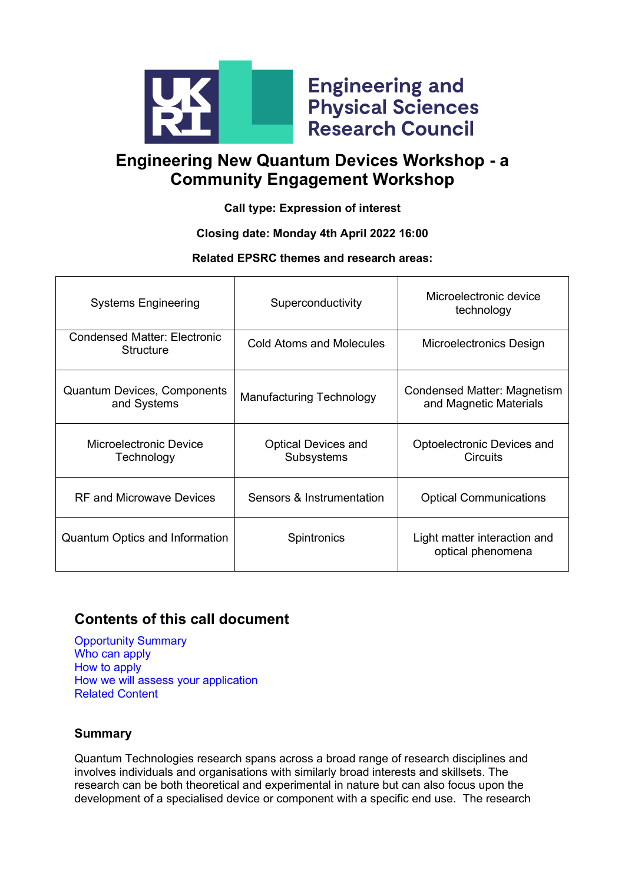# Engineering New Quantum Devices Workshop - a Community Engagement Workshop

**Call type: Expression of interest**

**Closing date: Monday 4th April 2022 16:00**

**Related EPSRC themes and research areas:**

| | | |
|---|---|---|
| Systems Engineering | Superconductivity | Microelectronic device technology |
| Condensed Matter: Electronic Structure | Cold Atoms and Molecules | Microelectronics Design |
| Quantum Devices, Components and Systems | Manufacturing Technology | Condensed Matter: Magnetism and Magnetic Materials |
| Microelectronic Device Technology | Optical Devices and Subsystems | Optoelectronic Devices and Circuits |
| RF and Microwave Devices | Sensors & Instrumentation | Optical Communications |
| Quantum Optics and Information | Spintronics | Light matter interaction and optical phenomena |

## Contents of this call document

Opportunity Summary
Who can apply
How to apply
How we will assess your application
Related Content

### Summary

Quantum Technologies research spans across a broad range of research disciplines and involves individuals and organisations with similarly broad interests and skillsets. The research can be both theoretical and experimental in nature but can also focus upon the development of a specialised device or component with a specific end use. The research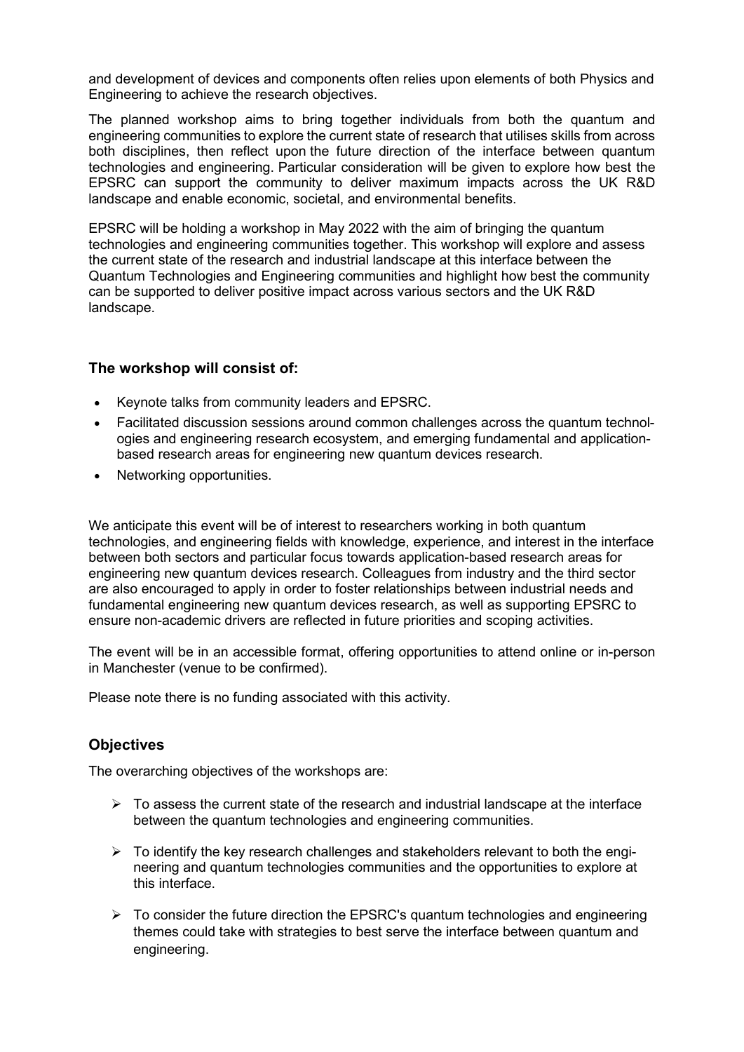and development of devices and components often relies upon elements of both Physics and Engineering to achieve the research objectives.

The planned workshop aims to bring together individuals from both the quantum and engineering communities to explore the current state of research that utilises skills from across both disciplines, then reflect upon the future direction of the interface between quantum technologies and engineering. Particular consideration will be given to explore how best the EPSRC can support the community to deliver maximum impacts across the UK R&D landscape and enable economic, societal, and environmental benefits.

EPSRC will be holding a workshop in May 2022 with the aim of bringing the quantum technologies and engineering communities together. This workshop will explore and assess the current state of the research and industrial landscape at this interface between the Quantum Technologies and Engineering communities and highlight how best the community can be supported to deliver positive impact across various sectors and the UK R&D landscape.

### The workshop will consist of:

- Keynote talks from community leaders and EPSRC.
- Facilitated discussion sessions around common challenges across the quantum technologies and engineering research ecosystem, and emerging fundamental and application-based research areas for engineering new quantum devices research.
- Networking opportunities.

We anticipate this event will be of interest to researchers working in both quantum technologies, and engineering fields with knowledge, experience, and interest in the interface between both sectors and particular focus towards application-based research areas for engineering new quantum devices research. Colleagues from industry and the third sector are also encouraged to apply in order to foster relationships between industrial needs and fundamental engineering new quantum devices research, as well as supporting EPSRC to ensure non-academic drivers are reflected in future priorities and scoping activities.

The event will be in an accessible format, offering opportunities to attend online or in-person in Manchester (venue to be confirmed).

Please note there is no funding associated with this activity.

### Objectives

The overarching objectives of the workshops are:

- To assess the current state of the research and industrial landscape at the interface between the quantum technologies and engineering communities.
- To identify the key research challenges and stakeholders relevant to both the engineering and quantum technologies communities and the opportunities to explore at this interface.
- To consider the future direction the EPSRC's quantum technologies and engineering themes could take with strategies to best serve the interface between quantum and engineering.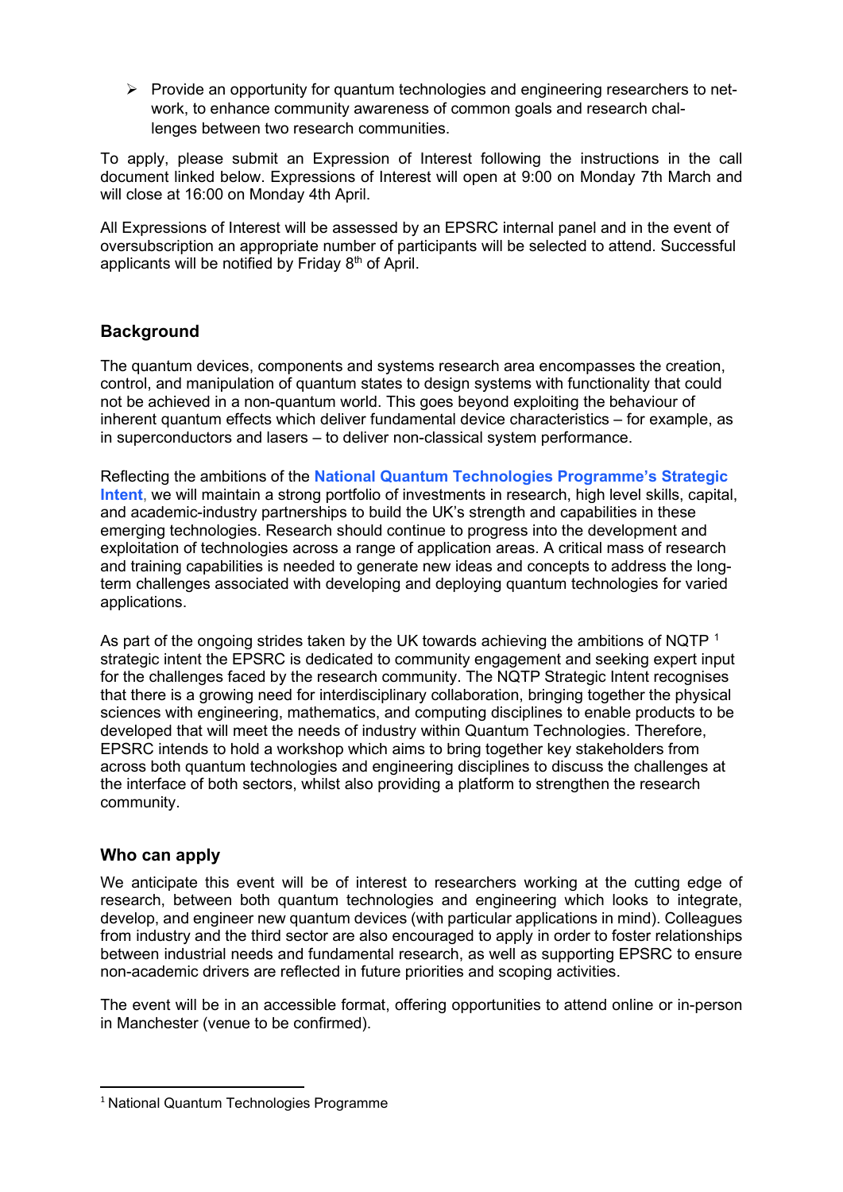- Provide an opportunity for quantum technologies and engineering researchers to network, to enhance community awareness of common goals and research challenges between two research communities.

To apply, please submit an Expression of Interest following the instructions in the call document linked below. Expressions of Interest will open at 9:00 on Monday 7th March and will close at 16:00 on Monday 4th April.

All Expressions of Interest will be assessed by an EPSRC internal panel and in the event of oversubscription an appropriate number of participants will be selected to attend. Successful applicants will be notified by Friday 8th of April.

## Background

The quantum devices, components and systems research area encompasses the creation, control, and manipulation of quantum states to design systems with functionality that could not be achieved in a non-quantum world. This goes beyond exploiting the behaviour of inherent quantum effects which deliver fundamental device characteristics – for example, as in superconductors and lasers – to deliver non-classical system performance.

Reflecting the ambitions of the **National Quantum Technologies Programme's Strategic Intent**, we will maintain a strong portfolio of investments in research, high level skills, capital, and academic-industry partnerships to build the UK's strength and capabilities in these emerging technologies. Research should continue to progress into the development and exploitation of technologies across a range of application areas. A critical mass of research and training capabilities is needed to generate new ideas and concepts to address the long-term challenges associated with developing and deploying quantum technologies for varied applications.

As part of the ongoing strides taken by the UK towards achieving the ambitions of NQTP [1] strategic intent the EPSRC is dedicated to community engagement and seeking expert input for the challenges faced by the research community. The NQTP Strategic Intent recognises that there is a growing need for interdisciplinary collaboration, bringing together the physical sciences with engineering, mathematics, and computing disciplines to enable products to be developed that will meet the needs of industry within Quantum Technologies. Therefore, EPSRC intends to hold a workshop which aims to bring together key stakeholders from across both quantum technologies and engineering disciplines to discuss the challenges at the interface of both sectors, whilst also providing a platform to strengthen the research community.

## Who can apply

We anticipate this event will be of interest to researchers working at the cutting edge of research, between both quantum technologies and engineering which looks to integrate, develop, and engineer new quantum devices (with particular applications in mind). Colleagues from industry and the third sector are also encouraged to apply in order to foster relationships between industrial needs and fundamental research, as well as supporting EPSRC to ensure non-academic drivers are reflected in future priorities and scoping activities.

The event will be in an accessible format, offering opportunities to attend online or in-person in Manchester (venue to be confirmed).

[1] National Quantum Technologies Programme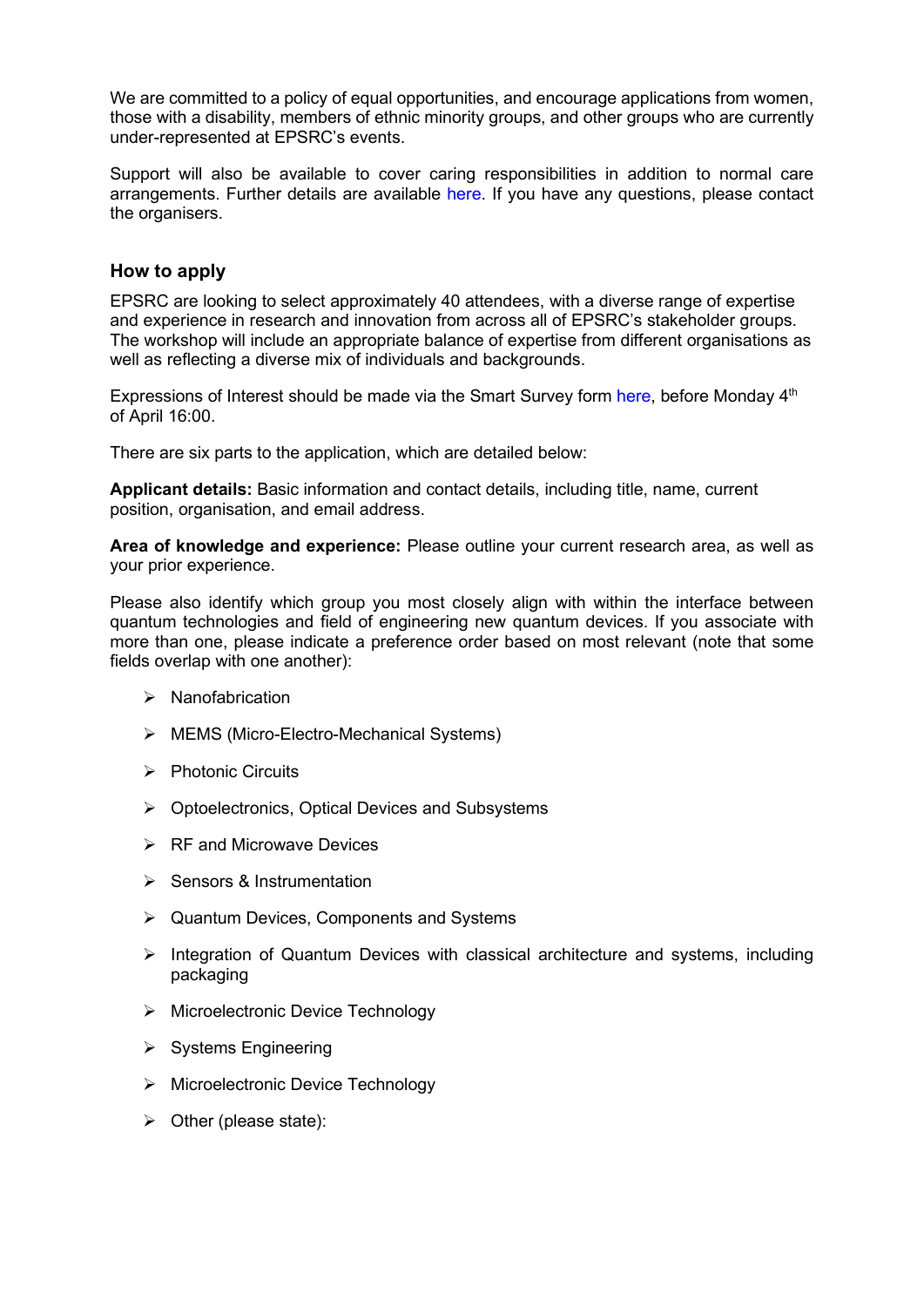We are committed to a policy of equal opportunities, and encourage applications from women, those with a disability, members of ethnic minority groups, and other groups who are currently under-represented at EPSRC's events.

Support will also be available to cover caring responsibilities in addition to normal care arrangements. Further details are available here. If you have any questions, please contact the organisers.

### How to apply

EPSRC are looking to select approximately 40 attendees, with a diverse range of expertise and experience in research and innovation from across all of EPSRC's stakeholder groups. The workshop will include an appropriate balance of expertise from different organisations as well as reflecting a diverse mix of individuals and backgrounds.

Expressions of Interest should be made via the Smart Survey form here, before Monday 4th of April 16:00.

There are six parts to the application, which are detailed below:

**Applicant details:** Basic information and contact details, including title, name, current position, organisation, and email address.

**Area of knowledge and experience:** Please outline your current research area, as well as your prior experience.

Please also identify which group you most closely align with within the interface between quantum technologies and field of engineering new quantum devices. If you associate with more than one, please indicate a preference order based on most relevant (note that some fields overlap with one another):

- Nanofabrication
- MEMS (Micro-Electro-Mechanical Systems)
- Photonic Circuits
- Optoelectronics, Optical Devices and Subsystems
- RF and Microwave Devices
- Sensors & Instrumentation
- Quantum Devices, Components and Systems
- Integration of Quantum Devices with classical architecture and systems, including packaging
- Microelectronic Device Technology
- Systems Engineering
- Microelectronic Device Technology
- Other (please state):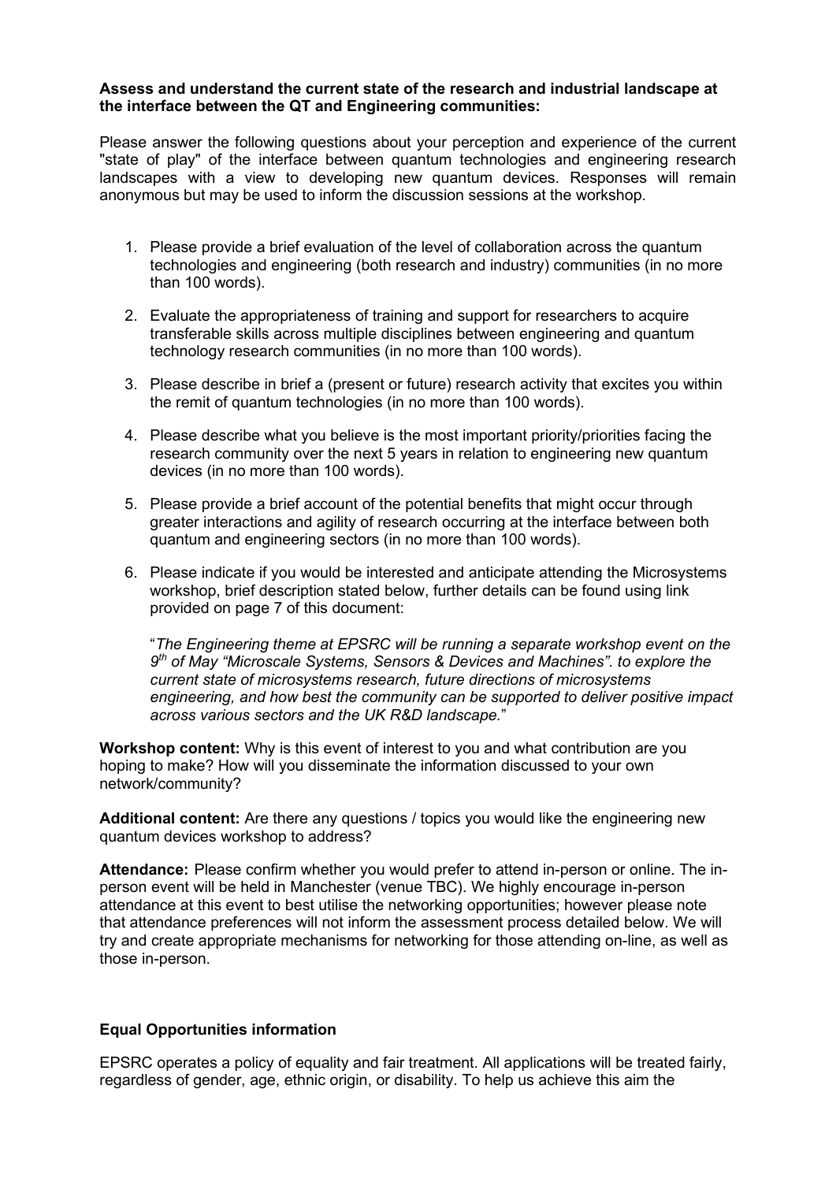**Assess and understand the current state of the research and industrial landscape at the interface between the QT and Engineering communities:**

Please answer the following questions about your perception and experience of the current "state of play" of the interface between quantum technologies and engineering research landscapes with a view to developing new quantum devices. Responses will remain anonymous but may be used to inform the discussion sessions at the workshop.

1. Please provide a brief evaluation of the level of collaboration across the quantum technologies and engineering (both research and industry) communities (in no more than 100 words).
2. Evaluate the appropriateness of training and support for researchers to acquire transferable skills across multiple disciplines between engineering and quantum technology research communities (in no more than 100 words).
3. Please describe in brief a (present or future) research activity that excites you within the remit of quantum technologies (in no more than 100 words).
4. Please describe what you believe is the most important priority/priorities facing the research community over the next 5 years in relation to engineering new quantum devices (in no more than 100 words).
5. Please provide a brief account of the potential benefits that might occur through greater interactions and agility of research occurring at the interface between both quantum and engineering sectors (in no more than 100 words).
6. Please indicate if you would be interested and anticipate attending the Microsystems workshop, brief description stated below, further details can be found using link provided on page 7 of this document:

   "*The Engineering theme at EPSRC will be running a separate workshop event on the 9th of May "Microscale Systems, Sensors & Devices and Machines". to explore the current state of microsystems research, future directions of microsystems engineering, and how best the community can be supported to deliver positive impact across various sectors and the UK R&D landscape.*"

**Workshop content:** Why is this event of interest to you and what contribution are you hoping to make? How will you disseminate the information discussed to your own network/community?

**Additional content:** Are there any questions / topics you would like the engineering new quantum devices workshop to address?

**Attendance:** Please confirm whether you would prefer to attend in-person or online. The in-person event will be held in Manchester (venue TBC). We highly encourage in-person attendance at this event to best utilise the networking opportunities; however please note that attendance preferences will not inform the assessment process detailed below. We will try and create appropriate mechanisms for networking for those attending on-line, as well as those in-person.

**Equal Opportunities information**

EPSRC operates a policy of equality and fair treatment. All applications will be treated fairly, regardless of gender, age, ethnic origin, or disability. To help us achieve this aim the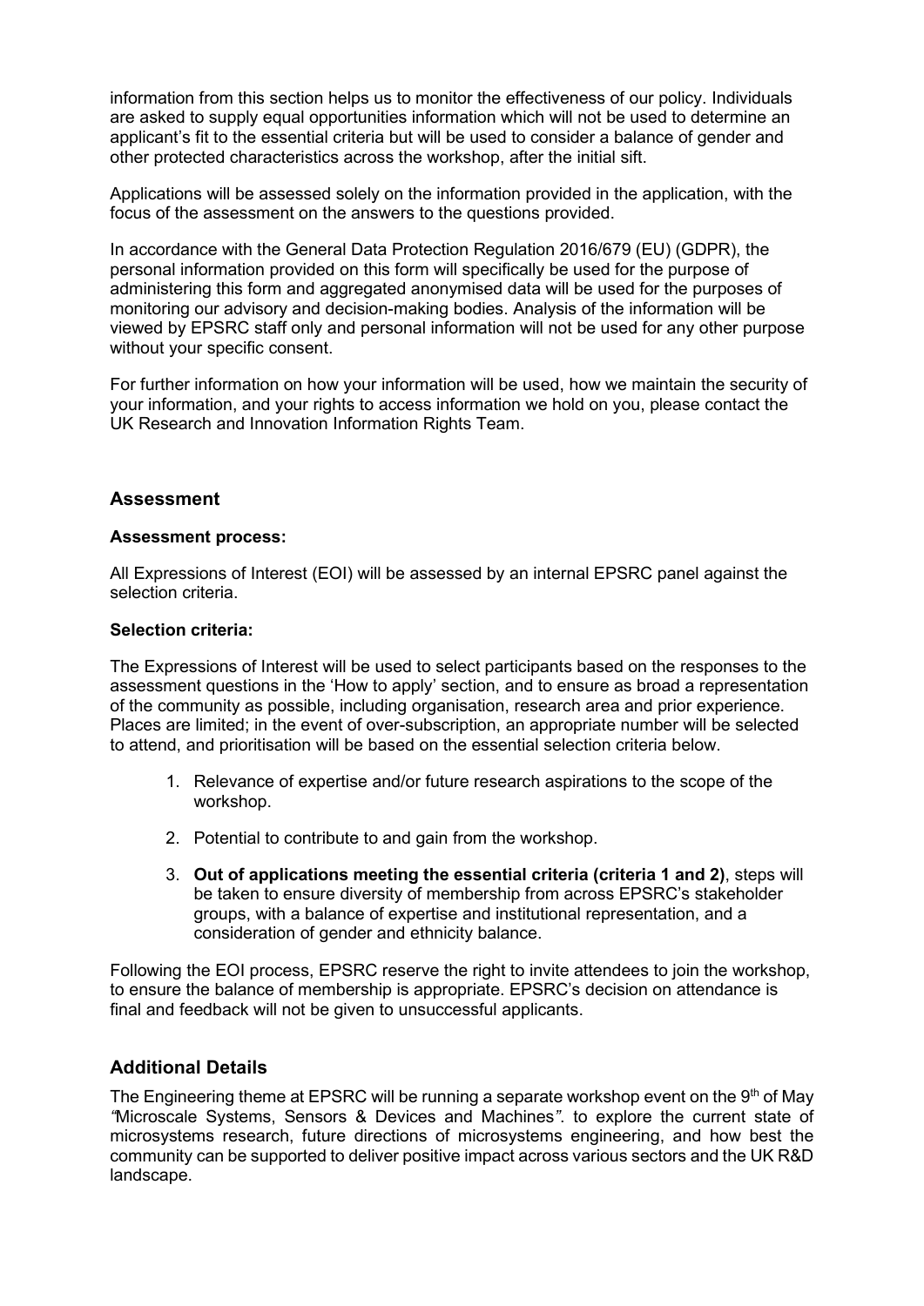information from this section helps us to monitor the effectiveness of our policy. Individuals are asked to supply equal opportunities information which will not be used to determine an applicant's fit to the essential criteria but will be used to consider a balance of gender and other protected characteristics across the workshop, after the initial sift.

Applications will be assessed solely on the information provided in the application, with the focus of the assessment on the answers to the questions provided.

In accordance with the General Data Protection Regulation 2016/679 (EU) (GDPR), the personal information provided on this form will specifically be used for the purpose of administering this form and aggregated anonymised data will be used for the purposes of monitoring our advisory and decision-making bodies. Analysis of the information will be viewed by EPSRC staff only and personal information will not be used for any other purpose without your specific consent.

For further information on how your information will be used, how we maintain the security of your information, and your rights to access information we hold on you, please contact the UK Research and Innovation Information Rights Team.

## Assessment

**Assessment process:**

All Expressions of Interest (EOI) will be assessed by an internal EPSRC panel against the selection criteria.

**Selection criteria:**

The Expressions of Interest will be used to select participants based on the responses to the assessment questions in the 'How to apply' section, and to ensure as broad a representation of the community as possible, including organisation, research area and prior experience. Places are limited; in the event of over-subscription, an appropriate number will be selected to attend, and prioritisation will be based on the essential selection criteria below.

1. Relevance of expertise and/or future research aspirations to the scope of the workshop.
2. Potential to contribute to and gain from the workshop.
3. **Out of applications meeting the essential criteria (criteria 1 and 2)**, steps will be taken to ensure diversity of membership from across EPSRC's stakeholder groups, with a balance of expertise and institutional representation, and a consideration of gender and ethnicity balance.

Following the EOI process, EPSRC reserve the right to invite attendees to join the workshop, to ensure the balance of membership is appropriate. EPSRC's decision on attendance is final and feedback will not be given to unsuccessful applicants.

## Additional Details

The Engineering theme at EPSRC will be running a separate workshop event on the 9th of May *"*Microscale Systems, Sensors & Devices and Machines*"*. to explore the current state of microsystems research, future directions of microsystems engineering, and how best the community can be supported to deliver positive impact across various sectors and the UK R&D landscape.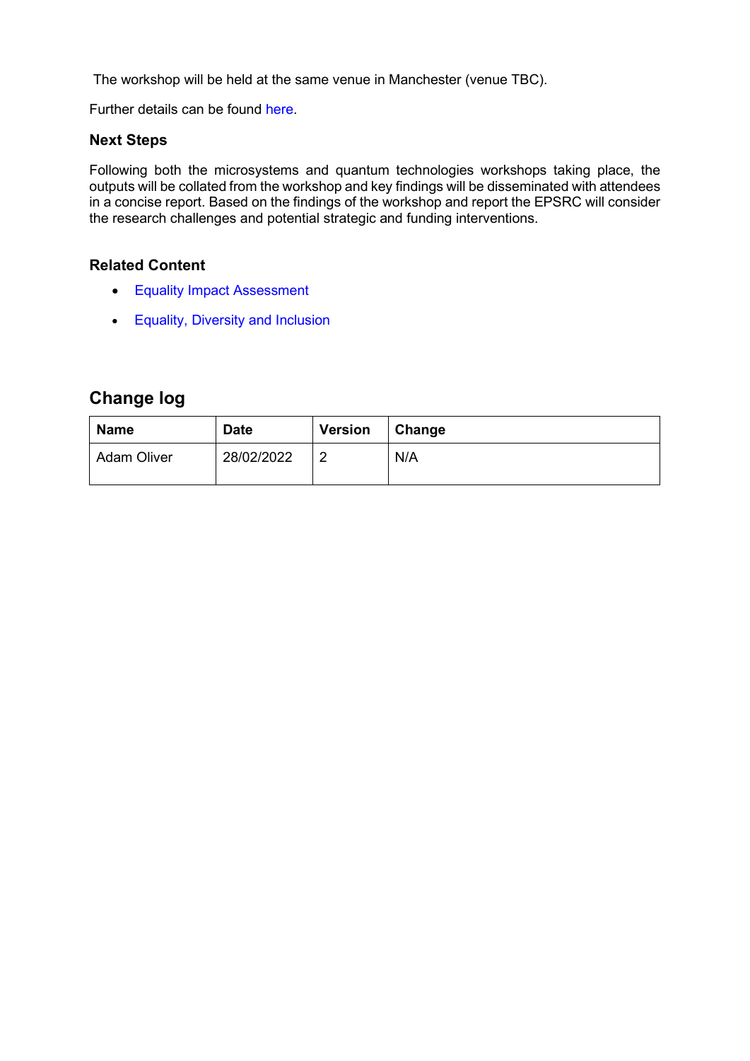The workshop will be held at the same venue in Manchester (venue TBC).

Further details can be found here.

### Next Steps

Following both the microsystems and quantum technologies workshops taking place, the outputs will be collated from the workshop and key findings will be disseminated with attendees in a concise report. Based on the findings of the workshop and report the EPSRC will consider the research challenges and potential strategic and funding interventions.

### Related Content

- Equality Impact Assessment
- Equality, Diversity and Inclusion

## Change log

| Name | Date | Version | Change |
|---|---|---|---|
| Adam Oliver | 28/02/2022 | 2 | N/A |